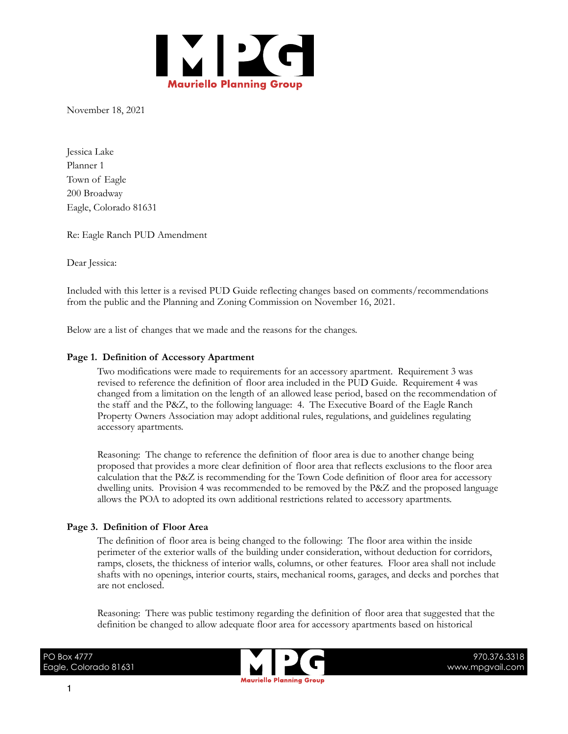Mauriello Planning Group

November 18, 2021

Jessica Lake
Planner 1
Town of Eagle
200 Broadway
Eagle, Colorado 81631

Re: Eagle Ranch PUD Amendment

Dear Jessica:

Included with this letter is a revised PUD Guide reflecting changes based on comments/recommendations from the public and the Planning and Zoning Commission on November 16, 2021.

Below are a list of changes that we made and the reasons for the changes.

**Page 1. Definition of Accessory Apartment**

Two modifications were made to requirements for an accessory apartment. Requirement 3 was revised to reference the definition of floor area included in the PUD Guide. Requirement 4 was changed from a limitation on the length of an allowed lease period, based on the recommendation of the staff and the P&Z, to the following language: 4. The Executive Board of the Eagle Ranch Property Owners Association may adopt additional rules, regulations, and guidelines regulating accessory apartments.

Reasoning: The change to reference the definition of floor area is due to another change being proposed that provides a more clear definition of floor area that reflects exclusions to the floor area calculation that the P&Z is recommending for the Town Code definition of floor area for accessory dwelling units. Provision 4 was recommended to be removed by the P&Z and the proposed language allows the POA to adopted its own additional restrictions related to accessory apartments.

**Page 3. Definition of Floor Area**

The definition of floor area is being changed to the following: The floor area within the inside perimeter of the exterior walls of the building under consideration, without deduction for corridors, ramps, closets, the thickness of interior walls, columns, or other features. Floor area shall not include shafts with no openings, interior courts, stairs, mechanical rooms, garages, and decks and porches that are not enclosed.

Reasoning: There was public testimony regarding the definition of floor area that suggested that the definition be changed to allow adequate floor area for accessory apartments based on historical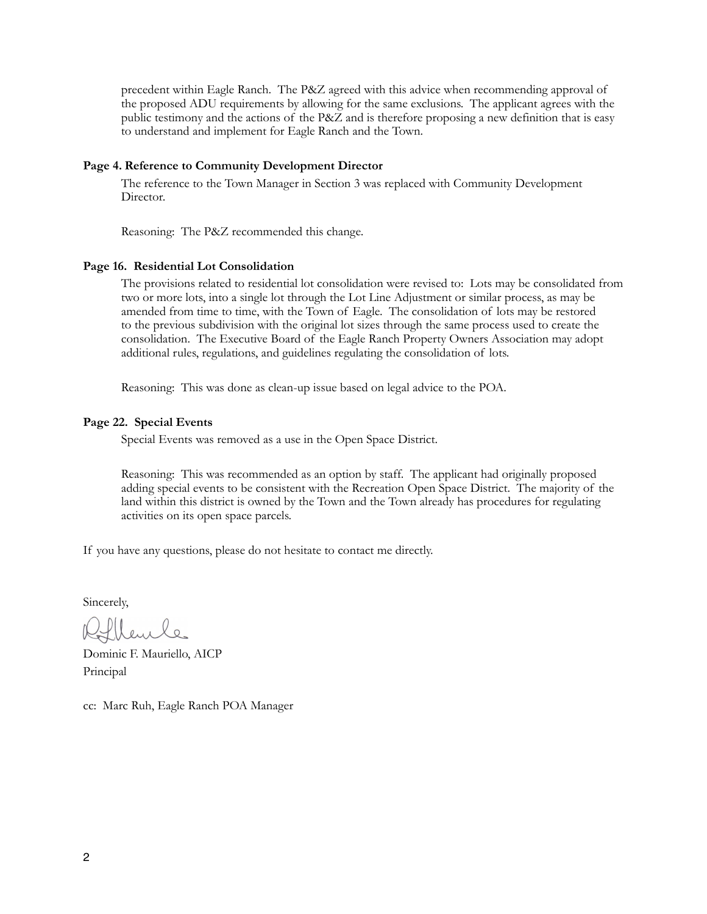precedent within Eagle Ranch. The P&Z agreed with this advice when recommending approval of the proposed ADU requirements by allowing for the same exclusions. The applicant agrees with the public testimony and the actions of the P&Z and is therefore proposing a new definition that is easy to understand and implement for Eagle Ranch and the Town.

**Page 4. Reference to Community Development Director**

The reference to the Town Manager in Section 3 was replaced with Community Development Director.

Reasoning: The P&Z recommended this change.

**Page 16. Residential Lot Consolidation**

The provisions related to residential lot consolidation were revised to: Lots may be consolidated from two or more lots, into a single lot through the Lot Line Adjustment or similar process, as may be amended from time to time, with the Town of Eagle. The consolidation of lots may be restored to the previous subdivision with the original lot sizes through the same process used to create the consolidation. The Executive Board of the Eagle Ranch Property Owners Association may adopt additional rules, regulations, and guidelines regulating the consolidation of lots.

Reasoning: This was done as clean-up issue based on legal advice to the POA.

**Page 22. Special Events**

Special Events was removed as a use in the Open Space District.

Reasoning: This was recommended as an option by staff. The applicant had originally proposed adding special events to be consistent with the Recreation Open Space District. The majority of the land within this district is owned by the Town and the Town already has procedures for regulating activities on its open space parcels.

If you have any questions, please do not hesitate to contact me directly.

Sincerely,

Dominic F. Mauriello, AICP
Principal

cc: Marc Ruh, Eagle Ranch POA Manager